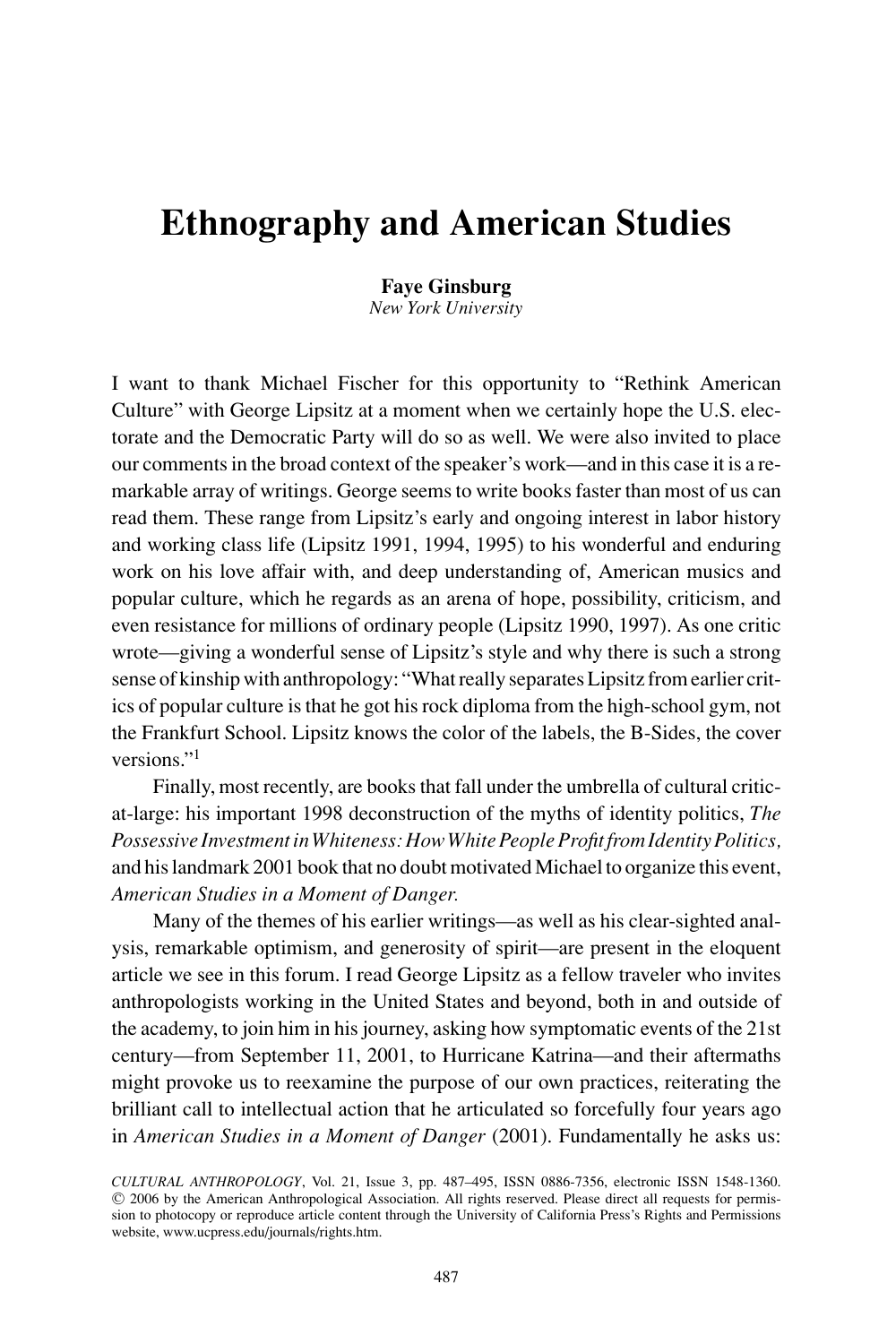# Ethnography and American Studies

**Faye Ginsburg**
*New York University*

I want to thank Michael Fischer for this opportunity to "Rethink American Culture" with George Lipsitz at a moment when we certainly hope the U.S. electorate and the Democratic Party will do so as well. We were also invited to place our comments in the broad context of the speaker's work—and in this case it is a remarkable array of writings. George seems to write books faster than most of us can read them. These range from Lipsitz's early and ongoing interest in labor history and working class life (Lipsitz 1991, 1994, 1995) to his wonderful and enduring work on his love affair with, and deep understanding of, American musics and popular culture, which he regards as an arena of hope, possibility, criticism, and even resistance for millions of ordinary people (Lipsitz 1990, 1997). As one critic wrote—giving a wonderful sense of Lipsitz's style and why there is such a strong sense of kinship with anthropology: "What really separates Lipsitz from earlier critics of popular culture is that he got his rock diploma from the high-school gym, not the Frankfurt School. Lipsitz knows the color of the labels, the B-Sides, the cover versions."[1]

Finally, most recently, are books that fall under the umbrella of cultural critic-at-large: his important 1998 deconstruction of the myths of identity politics, *The Possessive Investment in Whiteness: How White People Profit from Identity Politics,* and his landmark 2001 book that no doubt motivated Michael to organize this event, *American Studies in a Moment of Danger.*

Many of the themes of his earlier writings—as well as his clear-sighted analysis, remarkable optimism, and generosity of spirit—are present in the eloquent article we see in this forum. I read George Lipsitz as a fellow traveler who invites anthropologists working in the United States and beyond, both in and outside of the academy, to join him in his journey, asking how symptomatic events of the 21st century—from September 11, 2001, to Hurricane Katrina—and their aftermaths might provoke us to reexamine the purpose of our own practices, reiterating the brilliant call to intellectual action that he articulated so forcefully four years ago in *American Studies in a Moment of Danger* (2001). Fundamentally he asks us:

*CULTURAL ANTHROPOLOGY*, Vol. 21, Issue 3, pp. 487–495, ISSN 0886-7356, electronic ISSN 1548-1360. © 2006 by the American Anthropological Association. All rights reserved. Please direct all requests for permission to photocopy or reproduce article content through the University of California Press's Rights and Permissions website, www.ucpress.edu/journals/rights.htm.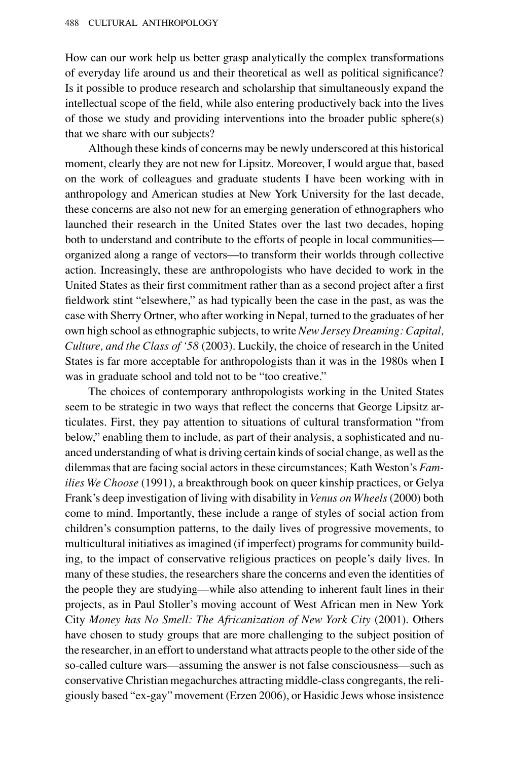How can our work help us better grasp analytically the complex transformations of everyday life around us and their theoretical as well as political significance? Is it possible to produce research and scholarship that simultaneously expand the intellectual scope of the field, while also entering productively back into the lives of those we study and providing interventions into the broader public sphere(s) that we share with our subjects?

Although these kinds of concerns may be newly underscored at this historical moment, clearly they are not new for Lipsitz. Moreover, I would argue that, based on the work of colleagues and graduate students I have been working with in anthropology and American studies at New York University for the last decade, these concerns are also not new for an emerging generation of ethnographers who launched their research in the United States over the last two decades, hoping both to understand and contribute to the efforts of people in local communities—organized along a range of vectors—to transform their worlds through collective action. Increasingly, these are anthropologists who have decided to work in the United States as their first commitment rather than as a second project after a first fieldwork stint "elsewhere," as had typically been the case in the past, as was the case with Sherry Ortner, who after working in Nepal, turned to the graduates of her own high school as ethnographic subjects, to write *New Jersey Dreaming: Capital, Culture, and the Class of '58* (2003). Luckily, the choice of research in the United States is far more acceptable for anthropologists than it was in the 1980s when I was in graduate school and told not to be "too creative."

The choices of contemporary anthropologists working in the United States seem to be strategic in two ways that reflect the concerns that George Lipsitz articulates. First, they pay attention to situations of cultural transformation "from below," enabling them to include, as part of their analysis, a sophisticated and nuanced understanding of what is driving certain kinds of social change, as well as the dilemmas that are facing social actors in these circumstances; Kath Weston's *Families We Choose* (1991), a breakthrough book on queer kinship practices, or Gelya Frank's deep investigation of living with disability in *Venus on Wheels* (2000) both come to mind. Importantly, these include a range of styles of social action from children's consumption patterns, to the daily lives of progressive movements, to multicultural initiatives as imagined (if imperfect) programs for community building, to the impact of conservative religious practices on people's daily lives. In many of these studies, the researchers share the concerns and even the identities of the people they are studying—while also attending to inherent fault lines in their projects, as in Paul Stoller's moving account of West African men in New York City *Money has No Smell: The Africanization of New York City* (2001). Others have chosen to study groups that are more challenging to the subject position of the researcher, in an effort to understand what attracts people to the other side of the so-called culture wars—assuming the answer is not false consciousness—such as conservative Christian megachurches attracting middle-class congregants, the religiously based "ex-gay" movement (Erzen 2006), or Hasidic Jews whose insistence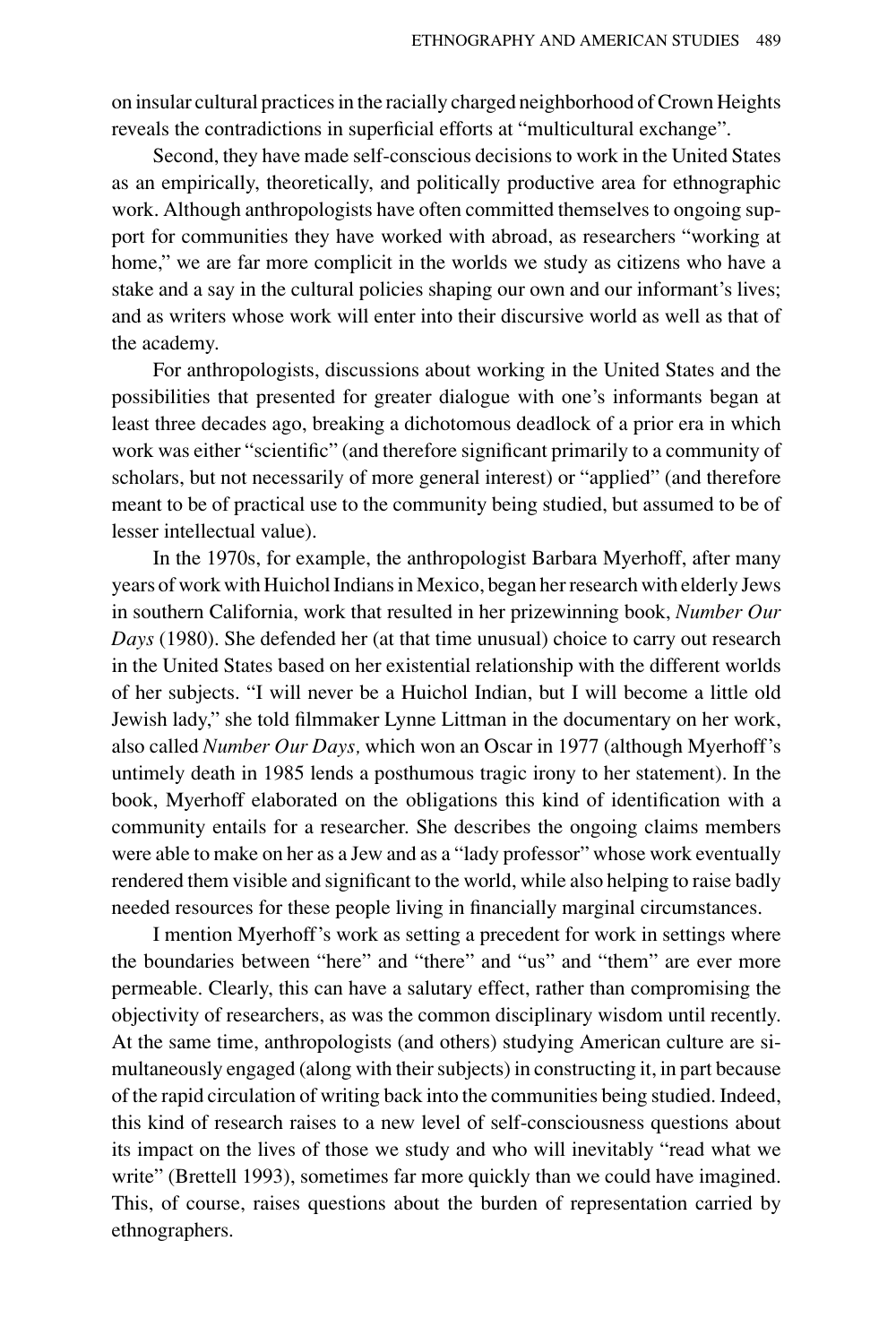on insular cultural practices in the racially charged neighborhood of Crown Heights reveals the contradictions in superficial efforts at "multicultural exchange".

Second, they have made self-conscious decisions to work in the United States as an empirically, theoretically, and politically productive area for ethnographic work. Although anthropologists have often committed themselves to ongoing support for communities they have worked with abroad, as researchers "working at home," we are far more complicit in the worlds we study as citizens who have a stake and a say in the cultural policies shaping our own and our informant's lives; and as writers whose work will enter into their discursive world as well as that of the academy.

For anthropologists, discussions about working in the United States and the possibilities that presented for greater dialogue with one's informants began at least three decades ago, breaking a dichotomous deadlock of a prior era in which work was either "scientific" (and therefore significant primarily to a community of scholars, but not necessarily of more general interest) or "applied" (and therefore meant to be of practical use to the community being studied, but assumed to be of lesser intellectual value).

In the 1970s, for example, the anthropologist Barbara Myerhoff, after many years of work with Huichol Indians in Mexico, began her research with elderly Jews in southern California, work that resulted in her prizewinning book, *Number Our Days* (1980). She defended her (at that time unusual) choice to carry out research in the United States based on her existential relationship with the different worlds of her subjects. "I will never be a Huichol Indian, but I will become a little old Jewish lady," she told filmmaker Lynne Littman in the documentary on her work, also called *Number Our Days,* which won an Oscar in 1977 (although Myerhoff's untimely death in 1985 lends a posthumous tragic irony to her statement). In the book, Myerhoff elaborated on the obligations this kind of identification with a community entails for a researcher. She describes the ongoing claims members were able to make on her as a Jew and as a "lady professor" whose work eventually rendered them visible and significant to the world, while also helping to raise badly needed resources for these people living in financially marginal circumstances.

I mention Myerhoff's work as setting a precedent for work in settings where the boundaries between "here" and "there" and "us" and "them" are ever more permeable. Clearly, this can have a salutary effect, rather than compromising the objectivity of researchers, as was the common disciplinary wisdom until recently. At the same time, anthropologists (and others) studying American culture are simultaneously engaged (along with their subjects) in constructing it, in part because of the rapid circulation of writing back into the communities being studied. Indeed, this kind of research raises to a new level of self-consciousness questions about its impact on the lives of those we study and who will inevitably "read what we write" (Brettell 1993), sometimes far more quickly than we could have imagined. This, of course, raises questions about the burden of representation carried by ethnographers.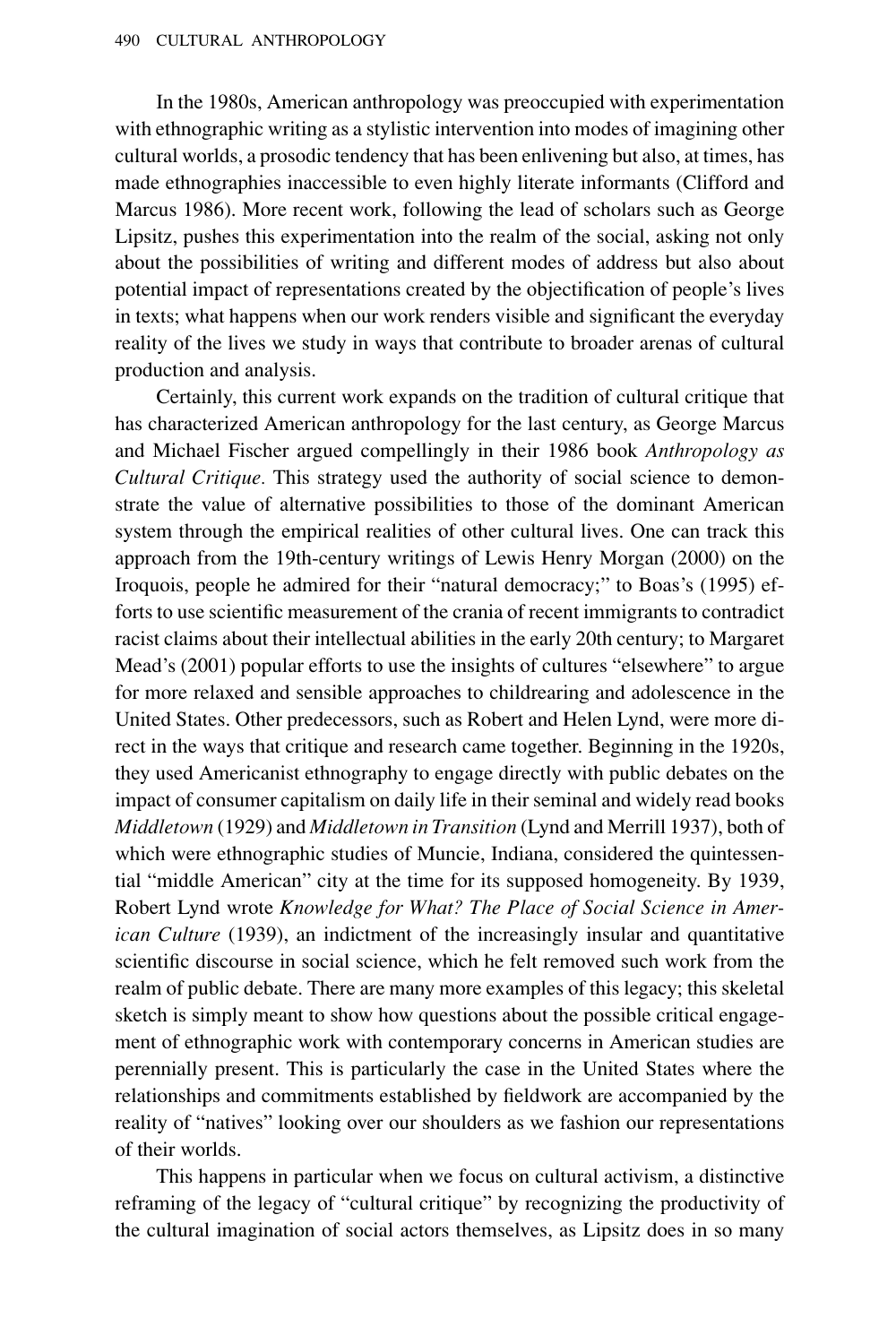In the 1980s, American anthropology was preoccupied with experimentation with ethnographic writing as a stylistic intervention into modes of imagining other cultural worlds, a prosodic tendency that has been enlivening but also, at times, has made ethnographies inaccessible to even highly literate informants (Clifford and Marcus 1986). More recent work, following the lead of scholars such as George Lipsitz, pushes this experimentation into the realm of the social, asking not only about the possibilities of writing and different modes of address but also about potential impact of representations created by the objectification of people's lives in texts; what happens when our work renders visible and significant the everyday reality of the lives we study in ways that contribute to broader arenas of cultural production and analysis.

Certainly, this current work expands on the tradition of cultural critique that has characterized American anthropology for the last century, as George Marcus and Michael Fischer argued compellingly in their 1986 book *Anthropology as Cultural Critique.* This strategy used the authority of social science to demonstrate the value of alternative possibilities to those of the dominant American system through the empirical realities of other cultural lives. One can track this approach from the 19th-century writings of Lewis Henry Morgan (2000) on the Iroquois, people he admired for their "natural democracy;" to Boas's (1995) efforts to use scientific measurement of the crania of recent immigrants to contradict racist claims about their intellectual abilities in the early 20th century; to Margaret Mead's (2001) popular efforts to use the insights of cultures "elsewhere" to argue for more relaxed and sensible approaches to childrearing and adolescence in the United States. Other predecessors, such as Robert and Helen Lynd, were more direct in the ways that critique and research came together. Beginning in the 1920s, they used Americanist ethnography to engage directly with public debates on the impact of consumer capitalism on daily life in their seminal and widely read books *Middletown* (1929) and *Middletown in Transition* (Lynd and Merrill 1937), both of which were ethnographic studies of Muncie, Indiana, considered the quintessential "middle American" city at the time for its supposed homogeneity. By 1939, Robert Lynd wrote *Knowledge for What? The Place of Social Science in American Culture* (1939), an indictment of the increasingly insular and quantitative scientific discourse in social science, which he felt removed such work from the realm of public debate. There are many more examples of this legacy; this skeletal sketch is simply meant to show how questions about the possible critical engagement of ethnographic work with contemporary concerns in American studies are perennially present. This is particularly the case in the United States where the relationships and commitments established by fieldwork are accompanied by the reality of "natives" looking over our shoulders as we fashion our representations of their worlds.

This happens in particular when we focus on cultural activism, a distinctive reframing of the legacy of "cultural critique" by recognizing the productivity of the cultural imagination of social actors themselves, as Lipsitz does in so many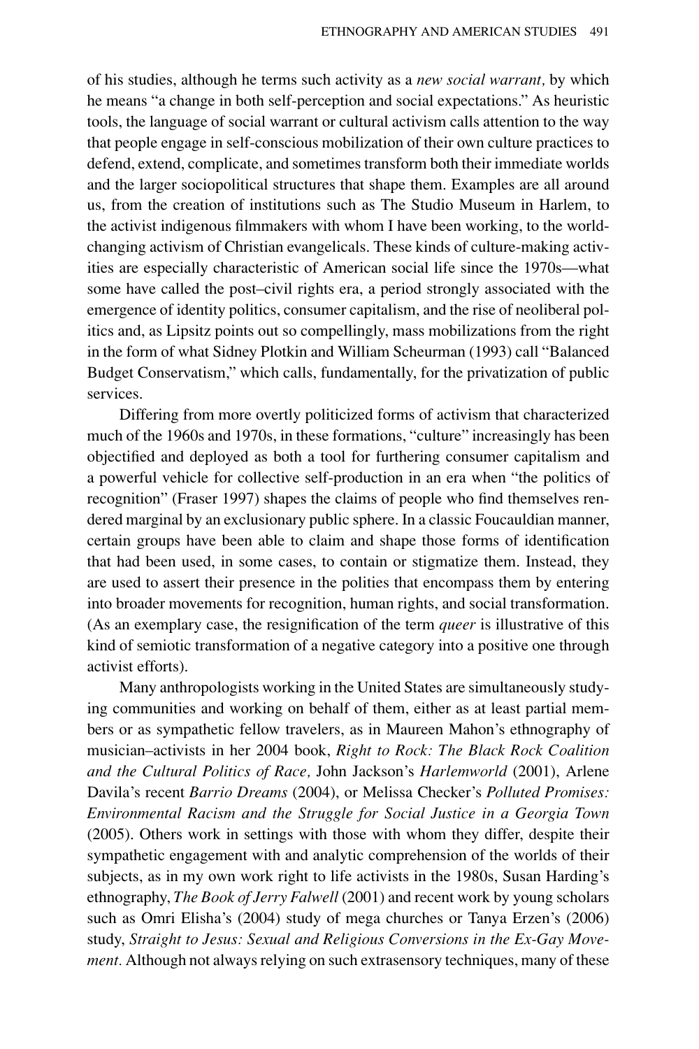of his studies, although he terms such activity as a *new social warrant,* by which he means "a change in both self-perception and social expectations." As heuristic tools, the language of social warrant or cultural activism calls attention to the way that people engage in self-conscious mobilization of their own culture practices to defend, extend, complicate, and sometimes transform both their immediate worlds and the larger sociopolitical structures that shape them. Examples are all around us, from the creation of institutions such as The Studio Museum in Harlem, to the activist indigenous filmmakers with whom I have been working, to the world-changing activism of Christian evangelicals. These kinds of culture-making activities are especially characteristic of American social life since the 1970s—what some have called the post–civil rights era, a period strongly associated with the emergence of identity politics, consumer capitalism, and the rise of neoliberal politics and, as Lipsitz points out so compellingly, mass mobilizations from the right in the form of what Sidney Plotkin and William Scheurman (1993) call "Balanced Budget Conservatism," which calls, fundamentally, for the privatization of public services.

Differing from more overtly politicized forms of activism that characterized much of the 1960s and 1970s, in these formations, "culture" increasingly has been objectified and deployed as both a tool for furthering consumer capitalism and a powerful vehicle for collective self-production in an era when "the politics of recognition" (Fraser 1997) shapes the claims of people who find themselves rendered marginal by an exclusionary public sphere. In a classic Foucauldian manner, certain groups have been able to claim and shape those forms of identification that had been used, in some cases, to contain or stigmatize them. Instead, they are used to assert their presence in the polities that encompass them by entering into broader movements for recognition, human rights, and social transformation. (As an exemplary case, the resignification of the term *queer* is illustrative of this kind of semiotic transformation of a negative category into a positive one through activist efforts).

Many anthropologists working in the United States are simultaneously studying communities and working on behalf of them, either as at least partial members or as sympathetic fellow travelers, as in Maureen Mahon's ethnography of musician–activists in her 2004 book, *Right to Rock: The Black Rock Coalition and the Cultural Politics of Race,* John Jackson's *Harlemworld* (2001), Arlene Davila's recent *Barrio Dreams* (2004), or Melissa Checker's *Polluted Promises: Environmental Racism and the Struggle for Social Justice in a Georgia Town* (2005). Others work in settings with those with whom they differ, despite their sympathetic engagement with and analytic comprehension of the worlds of their subjects, as in my own work right to life activists in the 1980s, Susan Harding's ethnography, *The Book of Jerry Falwell* (2001) and recent work by young scholars such as Omri Elisha's (2004) study of mega churches or Tanya Erzen's (2006) study, *Straight to Jesus: Sexual and Religious Conversions in the Ex-Gay Movement.* Although not always relying on such extrasensory techniques, many of these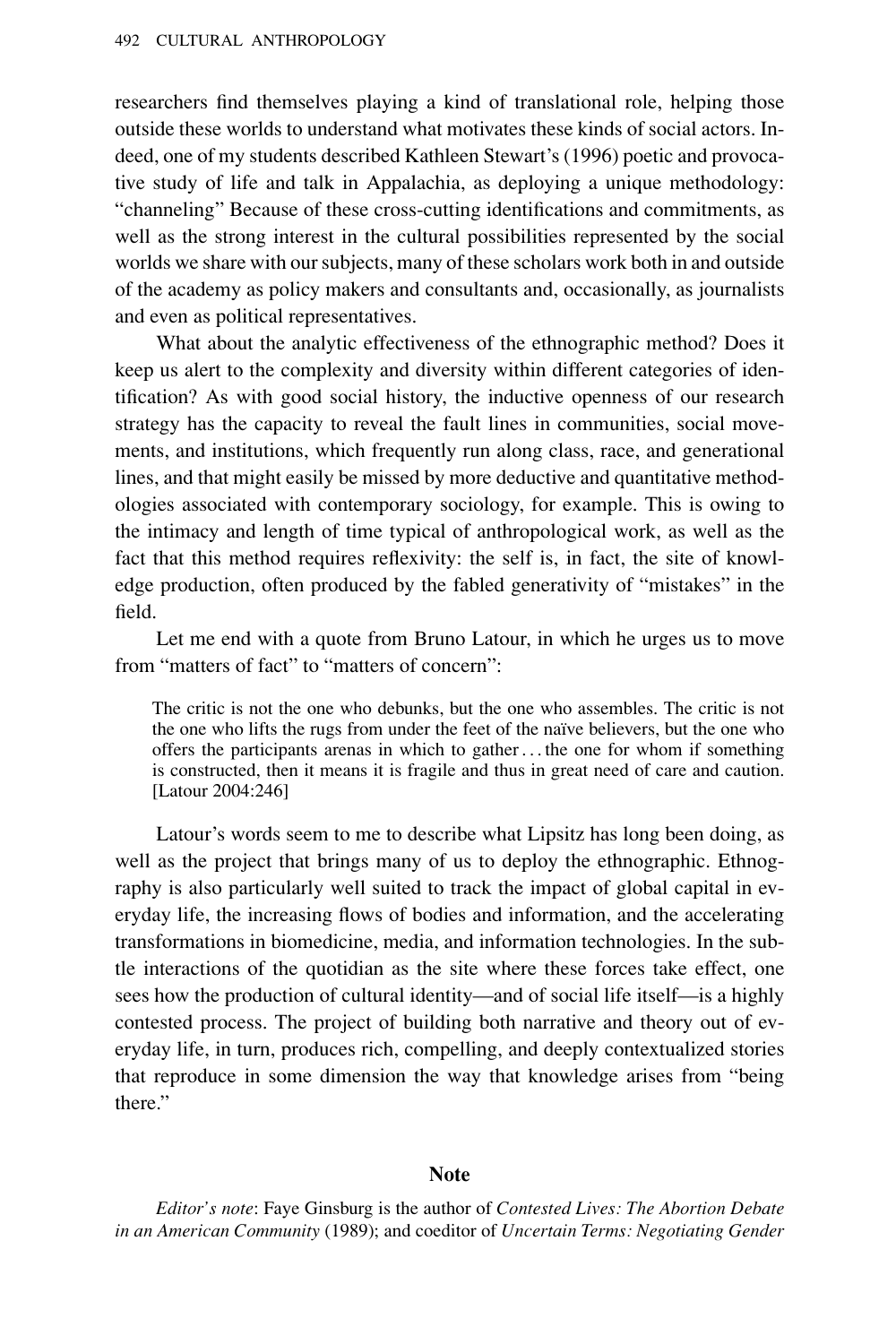researchers find themselves playing a kind of translational role, helping those outside these worlds to understand what motivates these kinds of social actors. Indeed, one of my students described Kathleen Stewart's (1996) poetic and provocative study of life and talk in Appalachia, as deploying a unique methodology: "channeling" Because of these cross-cutting identifications and commitments, as well as the strong interest in the cultural possibilities represented by the social worlds we share with our subjects, many of these scholars work both in and outside of the academy as policy makers and consultants and, occasionally, as journalists and even as political representatives.

What about the analytic effectiveness of the ethnographic method? Does it keep us alert to the complexity and diversity within different categories of identification? As with good social history, the inductive openness of our research strategy has the capacity to reveal the fault lines in communities, social movements, and institutions, which frequently run along class, race, and generational lines, and that might easily be missed by more deductive and quantitative methodologies associated with contemporary sociology, for example. This is owing to the intimacy and length of time typical of anthropological work, as well as the fact that this method requires reflexivity: the self is, in fact, the site of knowledge production, often produced by the fabled generativity of "mistakes" in the field.

Let me end with a quote from Bruno Latour, in which he urges us to move from "matters of fact" to "matters of concern":

> The critic is not the one who debunks, but the one who assembles. The critic is not the one who lifts the rugs from under the feet of the naïve believers, but the one who offers the participants arenas in which to gather . . . the one for whom if something is constructed, then it means it is fragile and thus in great need of care and caution. [Latour 2004:246]

Latour's words seem to me to describe what Lipsitz has long been doing, as well as the project that brings many of us to deploy the ethnographic. Ethnography is also particularly well suited to track the impact of global capital in everyday life, the increasing flows of bodies and information, and the accelerating transformations in biomedicine, media, and information technologies. In the subtle interactions of the quotidian as the site where these forces take effect, one sees how the production of cultural identity—and of social life itself—is a highly contested process. The project of building both narrative and theory out of everyday life, in turn, produces rich, compelling, and deeply contextualized stories that reproduce in some dimension the way that knowledge arises from "being there."

## Note

*Editor's note*: Faye Ginsburg is the author of *Contested Lives: The Abortion Debate in an American Community* (1989); and coeditor of *Uncertain Terms: Negotiating Gender*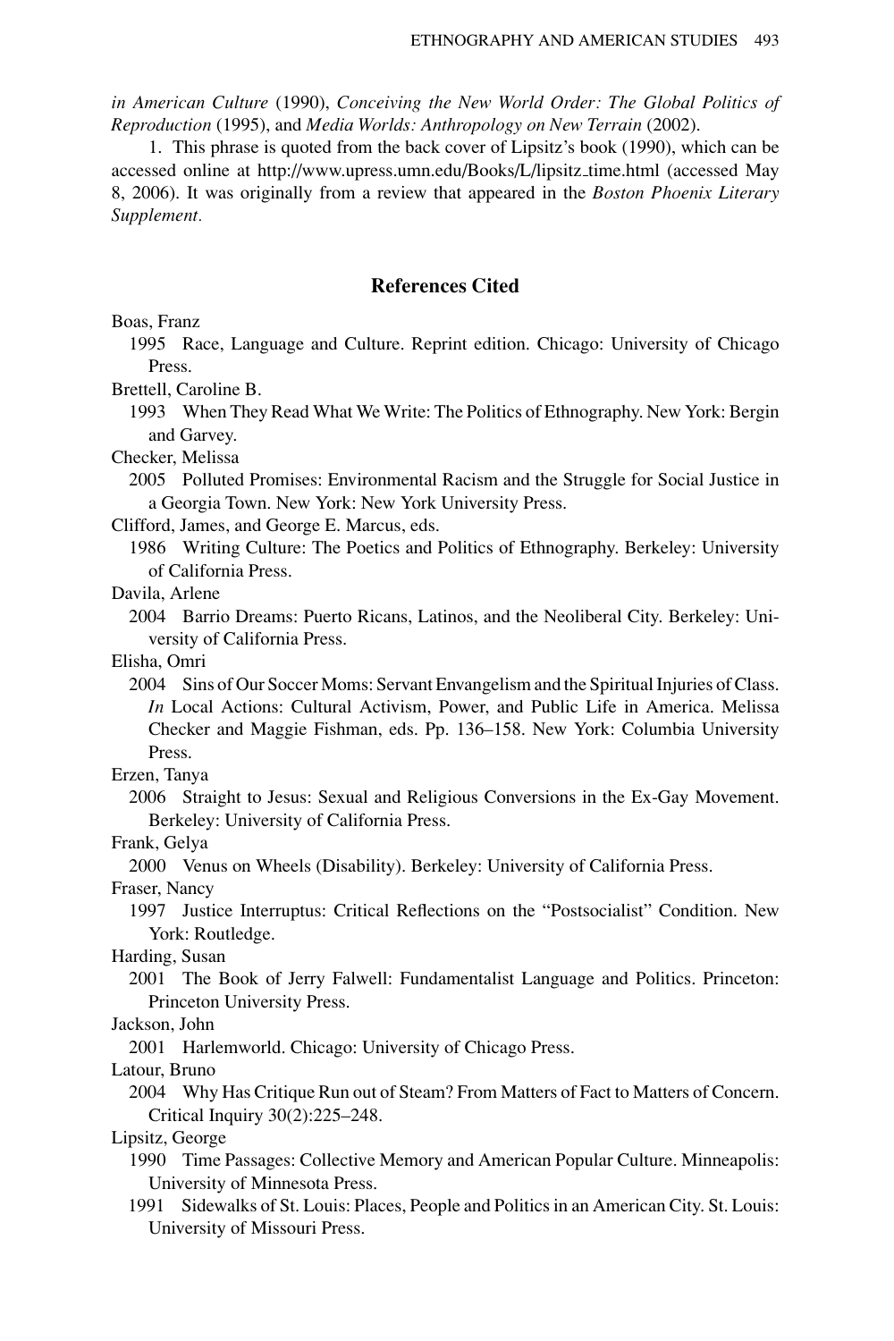*in American Culture* (1990), *Conceiving the New World Order: The Global Politics of Reproduction* (1995), and *Media Worlds: Anthropology on New Terrain* (2002).

1. This phrase is quoted from the back cover of Lipsitz's book (1990), which can be accessed online at http://www.upress.umn.edu/Books/L/lipsitz_time.html (accessed May 8, 2006). It was originally from a review that appeared in the *Boston Phoenix Literary Supplement*.

## References Cited

Boas, Franz

1995 Race, Language and Culture. Reprint edition. Chicago: University of Chicago Press.

Brettell, Caroline B.

1993 When They Read What We Write: The Politics of Ethnography. New York: Bergin and Garvey.

Checker, Melissa

2005 Polluted Promises: Environmental Racism and the Struggle for Social Justice in a Georgia Town. New York: New York University Press.

Clifford, James, and George E. Marcus, eds.

1986 Writing Culture: The Poetics and Politics of Ethnography. Berkeley: University of California Press.

Davila, Arlene

2004 Barrio Dreams: Puerto Ricans, Latinos, and the Neoliberal City. Berkeley: University of California Press.

Elisha, Omri

2004 Sins of Our Soccer Moms: Servant Envangelism and the Spiritual Injuries of Class. *In* Local Actions: Cultural Activism, Power, and Public Life in America. Melissa Checker and Maggie Fishman, eds. Pp. 136–158. New York: Columbia University Press.

Erzen, Tanya

2006 Straight to Jesus: Sexual and Religious Conversions in the Ex-Gay Movement. Berkeley: University of California Press.

Frank, Gelya

2000 Venus on Wheels (Disability). Berkeley: University of California Press.

Fraser, Nancy

1997 Justice Interruptus: Critical Reflections on the "Postsocialist" Condition. New York: Routledge.

Harding, Susan

2001 The Book of Jerry Falwell: Fundamentalist Language and Politics. Princeton: Princeton University Press.

Jackson, John

2001 Harlemworld. Chicago: University of Chicago Press.

Latour, Bruno

2004 Why Has Critique Run out of Steam? From Matters of Fact to Matters of Concern. Critical Inquiry 30(2):225–248.

Lipsitz, George

1990 Time Passages: Collective Memory and American Popular Culture. Minneapolis: University of Minnesota Press.

1991 Sidewalks of St. Louis: Places, People and Politics in an American City. St. Louis: University of Missouri Press.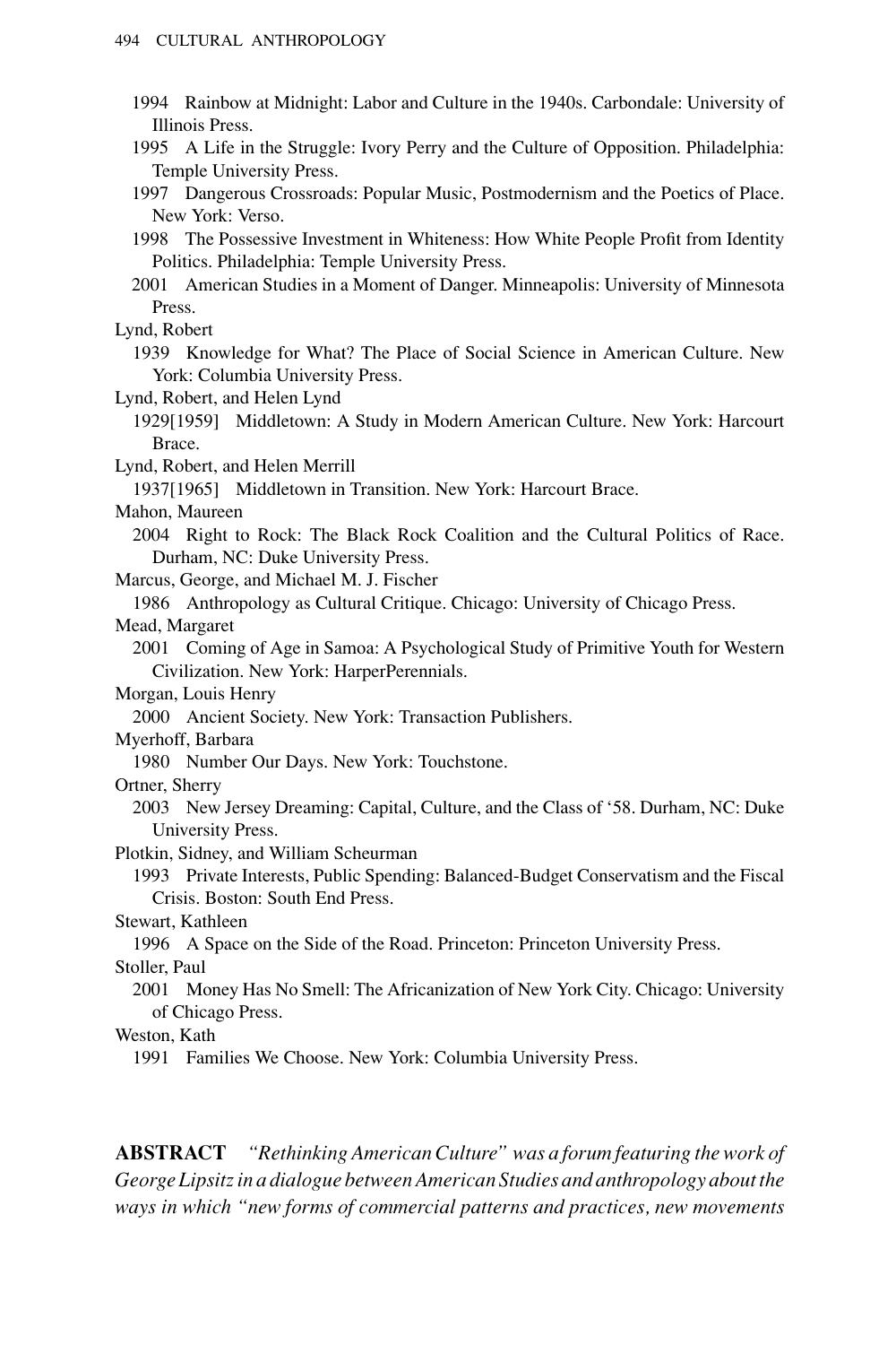1994 Rainbow at Midnight: Labor and Culture in the 1940s. Carbondale: University of Illinois Press.

1995 A Life in the Struggle: Ivory Perry and the Culture of Opposition. Philadelphia: Temple University Press.

1997 Dangerous Crossroads: Popular Music, Postmodernism and the Poetics of Place. New York: Verso.

1998 The Possessive Investment in Whiteness: How White People Profit from Identity Politics. Philadelphia: Temple University Press.

2001 American Studies in a Moment of Danger. Minneapolis: University of Minnesota Press.

Lynd, Robert

1939 Knowledge for What? The Place of Social Science in American Culture. New York: Columbia University Press.

Lynd, Robert, and Helen Lynd

1929[1959] Middletown: A Study in Modern American Culture. New York: Harcourt Brace.

Lynd, Robert, and Helen Merrill

1937[1965] Middletown in Transition. New York: Harcourt Brace.

Mahon, Maureen

2004 Right to Rock: The Black Rock Coalition and the Cultural Politics of Race. Durham, NC: Duke University Press.

Marcus, George, and Michael M. J. Fischer

1986 Anthropology as Cultural Critique. Chicago: University of Chicago Press.

Mead, Margaret

2001 Coming of Age in Samoa: A Psychological Study of Primitive Youth for Western Civilization. New York: HarperPerennials.

Morgan, Louis Henry

2000 Ancient Society. New York: Transaction Publishers.

Myerhoff, Barbara

1980 Number Our Days. New York: Touchstone.

Ortner, Sherry

2003 New Jersey Dreaming: Capital, Culture, and the Class of '58. Durham, NC: Duke University Press.

Plotkin, Sidney, and William Scheurman

1993 Private Interests, Public Spending: Balanced-Budget Conservatism and the Fiscal Crisis. Boston: South End Press.

Stewart, Kathleen

1996 A Space on the Side of the Road. Princeton: Princeton University Press.

Stoller, Paul

2001 Money Has No Smell: The Africanization of New York City. Chicago: University of Chicago Press.

Weston, Kath

1991 Families We Choose. New York: Columbia University Press.

**ABSTRACT** *"Rethinking American Culture" was a forum featuring the work of George Lipsitz in a dialogue between American Studies and anthropology about the ways in which "new forms of commercial patterns and practices, new movements*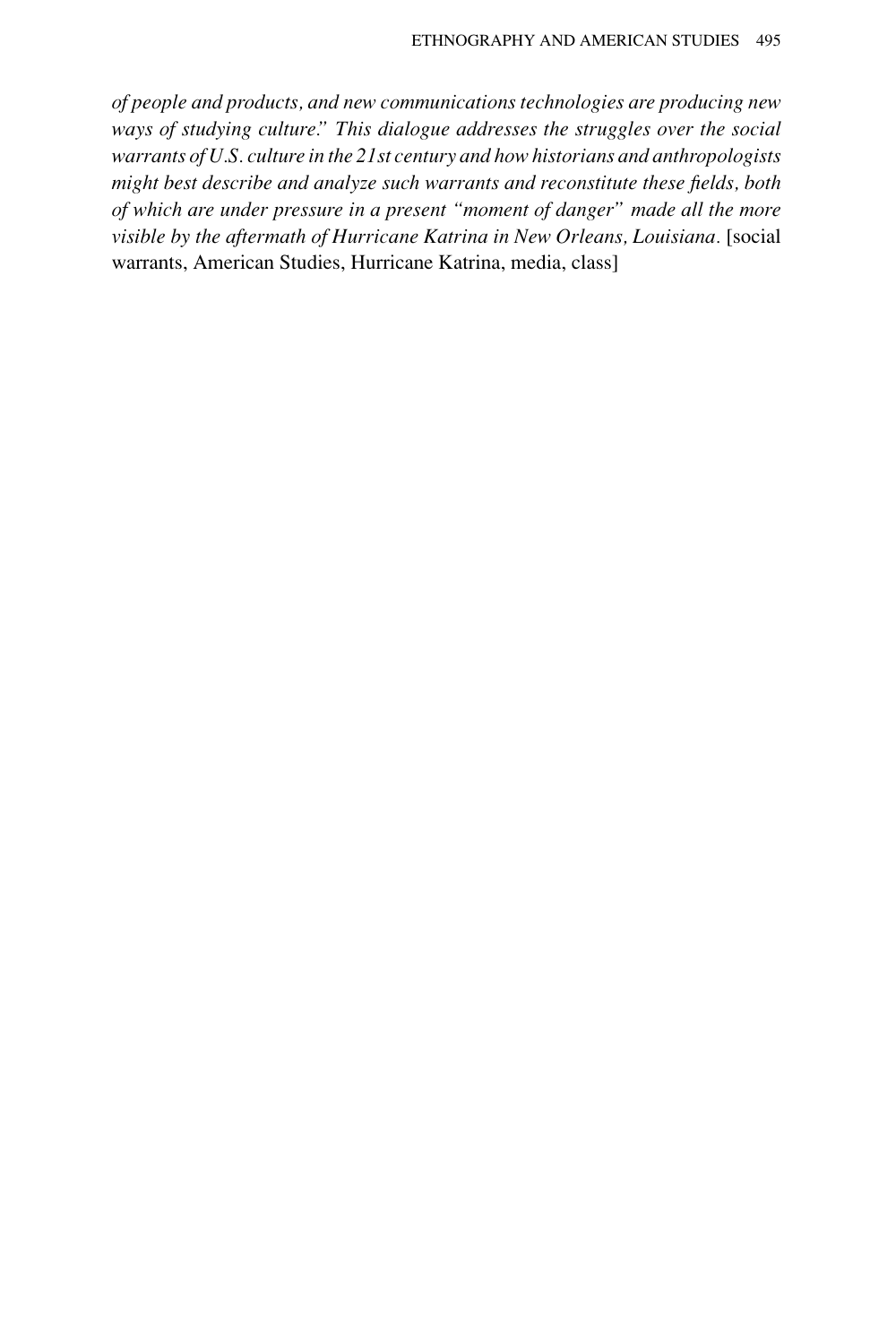*of people and products, and new communications technologies are producing new ways of studying culture." This dialogue addresses the struggles over the social warrants of U.S. culture in the 21st century and how historians and anthropologists might best describe and analyze such warrants and reconstitute these fields, both of which are under pressure in a present "moment of danger" made all the more visible by the aftermath of Hurricane Katrina in New Orleans, Louisiana.* [social warrants, American Studies, Hurricane Katrina, media, class]